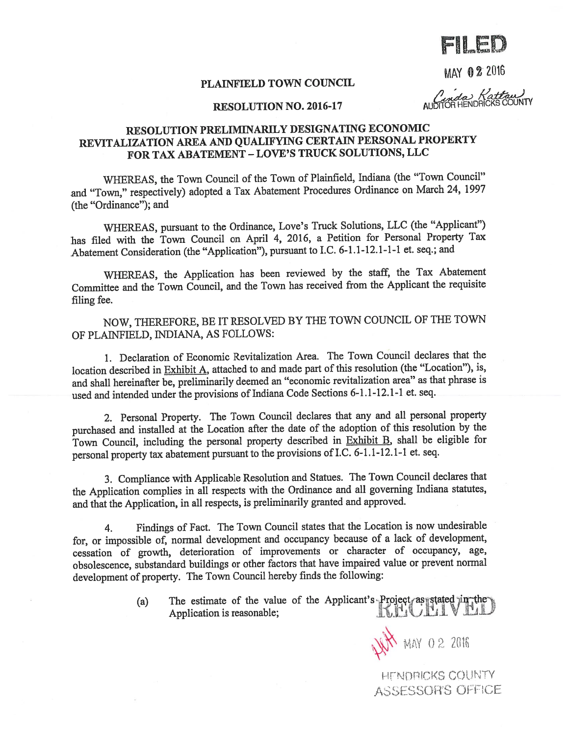FILED

MAY 02 2016

Linda Kattau
AUDITOR HENDRICKS COUNTY

# PLAINFIELD TOWN COUNCIL

## RESOLUTION NO. 2016-17

## RESOLUTION PRELIMINARILY DESIGNATING ECONOMIC REVITALIZATION AREA AND QUALIFYING CERTAIN PERSONAL PROPERTY FOR TAX ABATEMENT – LOVE'S TRUCK SOLUTIONS, LLC

WHEREAS, the Town Council of the Town of Plainfield, Indiana (the "Town Council" and "Town," respectively) adopted a Tax Abatement Procedures Ordinance on March 24, 1997 (the "Ordinance"); and

WHEREAS, pursuant to the Ordinance, Love's Truck Solutions, LLC (the "Applicant") has filed with the Town Council on April 4, 2016, a Petition for Personal Property Tax Abatement Consideration (the "Application"), pursuant to I.C. 6-1.1-12.1-1-1 et. seq.; and

WHEREAS, the Application has been reviewed by the staff, the Tax Abatement Committee and the Town Council, and the Town has received from the Applicant the requisite filing fee.

NOW, THEREFORE, BE IT RESOLVED BY THE TOWN COUNCIL OF THE TOWN OF PLAINFIELD, INDIANA, AS FOLLOWS:

1. Declaration of Economic Revitalization Area. The Town Council declares that the location described in Exhibit A, attached to and made part of this resolution (the "Location"), is, and shall hereinafter be, preliminarily deemed an "economic revitalization area" as that phrase is used and intended under the provisions of Indiana Code Sections 6-1.1-12.1-1 et. seq.

2. Personal Property. The Town Council declares that any and all personal property purchased and installed at the Location after the date of the adoption of this resolution by the Town Council, including the personal property described in Exhibit B, shall be eligible for personal property tax abatement pursuant to the provisions of I.C. 6-1.1-12.1-1 et. seq.

3. Compliance with Applicable Resolution and Statues. The Town Council declares that the Application complies in all respects with the Ordinance and all governing Indiana statutes, and that the Application, in all respects, is preliminarily granted and approved.

4. Findings of Fact. The Town Council states that the Location is now undesirable for, or impossible of, normal development and occupancy because of a lack of development, cessation of growth, deterioration of improvements or character of occupancy, age, obsolescence, substandard buildings or other factors that have impaired value or prevent normal development of property. The Town Council hereby finds the following:

   (a) The estimate of the value of the Applicant's Project as stated in the Application is reasonable;

RECEIVED
MAY 02 2016
HENDRICKS COUNTY
ASSESSOR'S OFFICE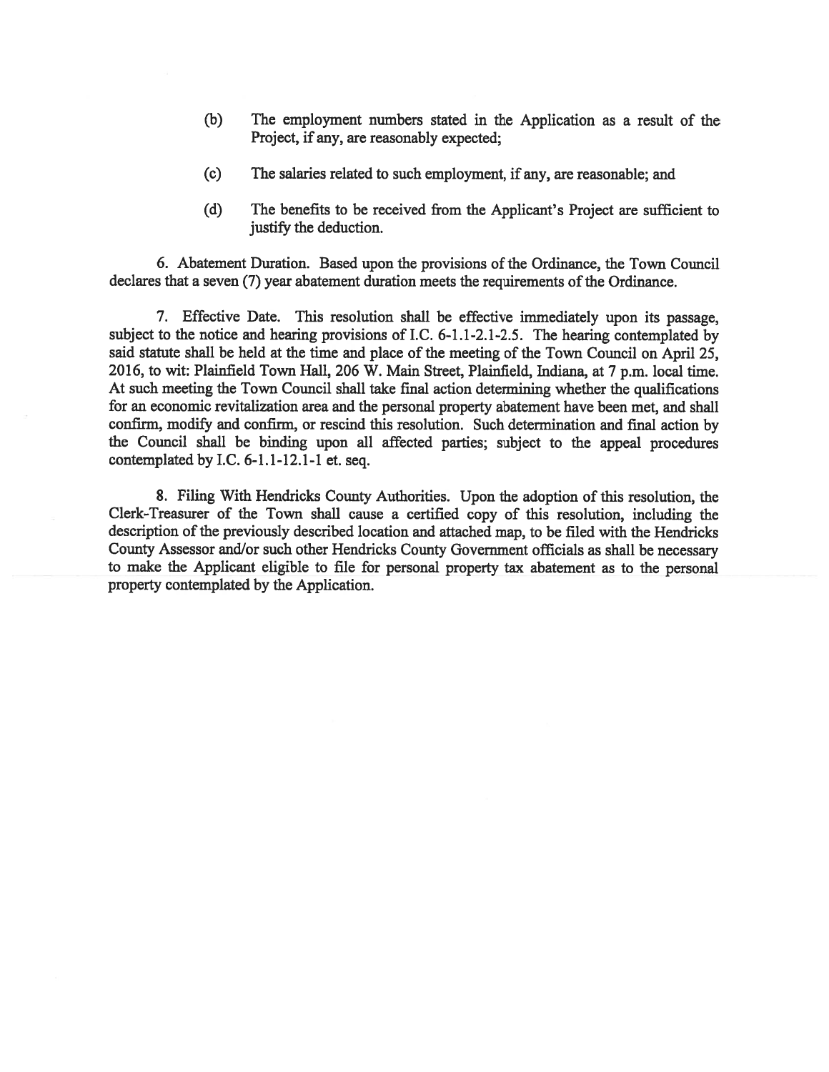(b) The employment numbers stated in the Application as a result of the Project, if any, are reasonably expected;

(c) The salaries related to such employment, if any, are reasonable; and

(d) The benefits to be received from the Applicant's Project are sufficient to justify the deduction.

6. Abatement Duration. Based upon the provisions of the Ordinance, the Town Council declares that a seven (7) year abatement duration meets the requirements of the Ordinance.

7. Effective Date. This resolution shall be effective immediately upon its passage, subject to the notice and hearing provisions of I.C. 6-1.1-2.1-2.5. The hearing contemplated by said statute shall be held at the time and place of the meeting of the Town Council on April 25, 2016, to wit: Plainfield Town Hall, 206 W. Main Street, Plainfield, Indiana, at 7 p.m. local time. At such meeting the Town Council shall take final action determining whether the qualifications for an economic revitalization area and the personal property abatement have been met, and shall confirm, modify and confirm, or rescind this resolution. Such determination and final action by the Council shall be binding upon all affected parties; subject to the appeal procedures contemplated by I.C. 6-1.1-12.1-1 et. seq.

8. Filing With Hendricks County Authorities. Upon the adoption of this resolution, the Clerk-Treasurer of the Town shall cause a certified copy of this resolution, including the description of the previously described location and attached map, to be filed with the Hendricks County Assessor and/or such other Hendricks County Government officials as shall be necessary to make the Applicant eligible to file for personal property tax abatement as to the personal property contemplated by the Application.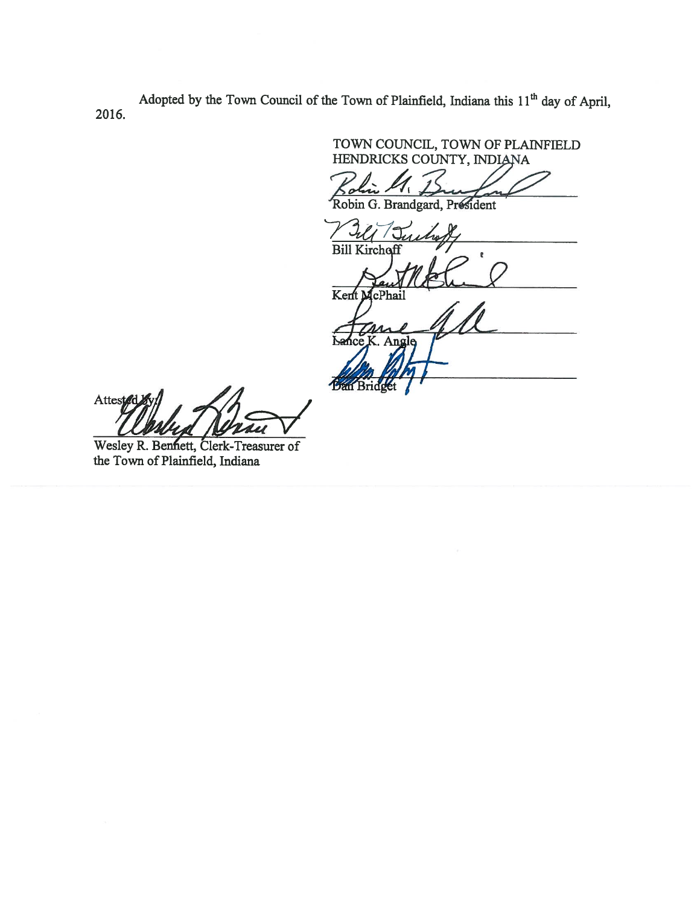Adopted by the Town Council of the Town of Plainfield, Indiana this 11th day of April, 2016.

TOWN COUNCIL, TOWN OF PLAINFIELD
HENDRICKS COUNTY, INDIANA

Robin G. Brandgard, President

Bill Kirchoff

Kent McPhail

Lance K. Angle

Dan Bridget

Attested by:

Wesley R. Bennett, Clerk-Treasurer of the Town of Plainfield, Indiana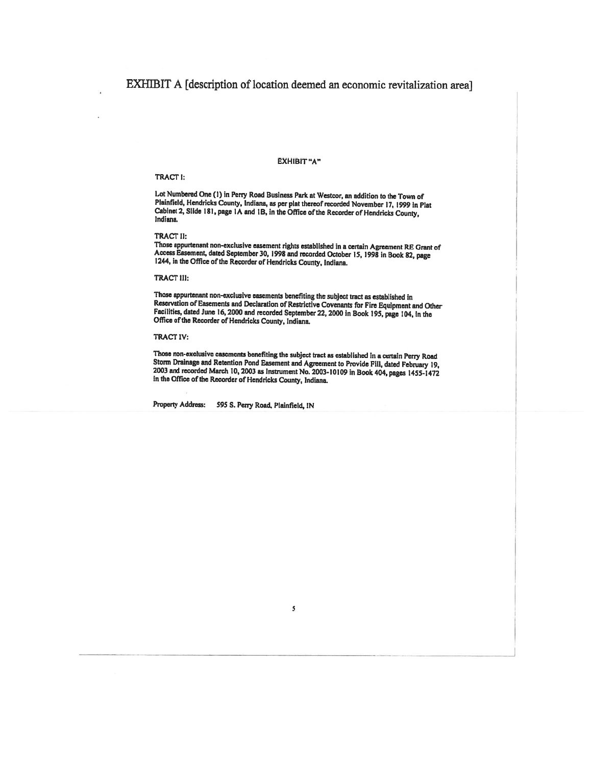# EXHIBIT A [description of location deemed an economic revitalization area]

## EXHIBIT "A"

**TRACT I:**

Lot Numbered One (1) in Perry Road Business Park at Westcor, an addition to the Town of Plainfield, Hendricks County, Indiana, as per plat thereof recorded November 17, 1999 in Plat Cabinet 2, Slide 181, page 1A and 1B, in the Office of the Recorder of Hendricks County, Indiana.

**TRACT II:**

Those appurtenant non-exclusive easement rights established in a certain Agreement RE Grant of Access Easement, dated September 30, 1998 and recorded October 15, 1998 in Book 82, page 1244, in the Office of the Recorder of Hendricks County, Indiana.

**TRACT III:**

Those appurtenant non-exclusive easements benefiting the subject tract as established in Reservation of Easements and Declaration of Restrictive Covenants for Fire Equipment and Other Facilities, dated June 16, 2000 and recorded September 22, 2000 in Book 195, page 104, in the Office of the Recorder of Hendricks County, Indiana.

**TRACT IV:**

Those non-exclusive easements benefiting the subject tract as established in a certain Perry Road Storm Drainage and Retention Pond Easement and Agreement to Provide Fill, dated February 19, 2003 and recorded March 10, 2003 as Instrument No. 2003-10109 in Book 404, pages 1455-1472 in the Office of the Recorder of Hendricks County, Indiana.

Property Address: 595 S. Perry Road, Plainfield, IN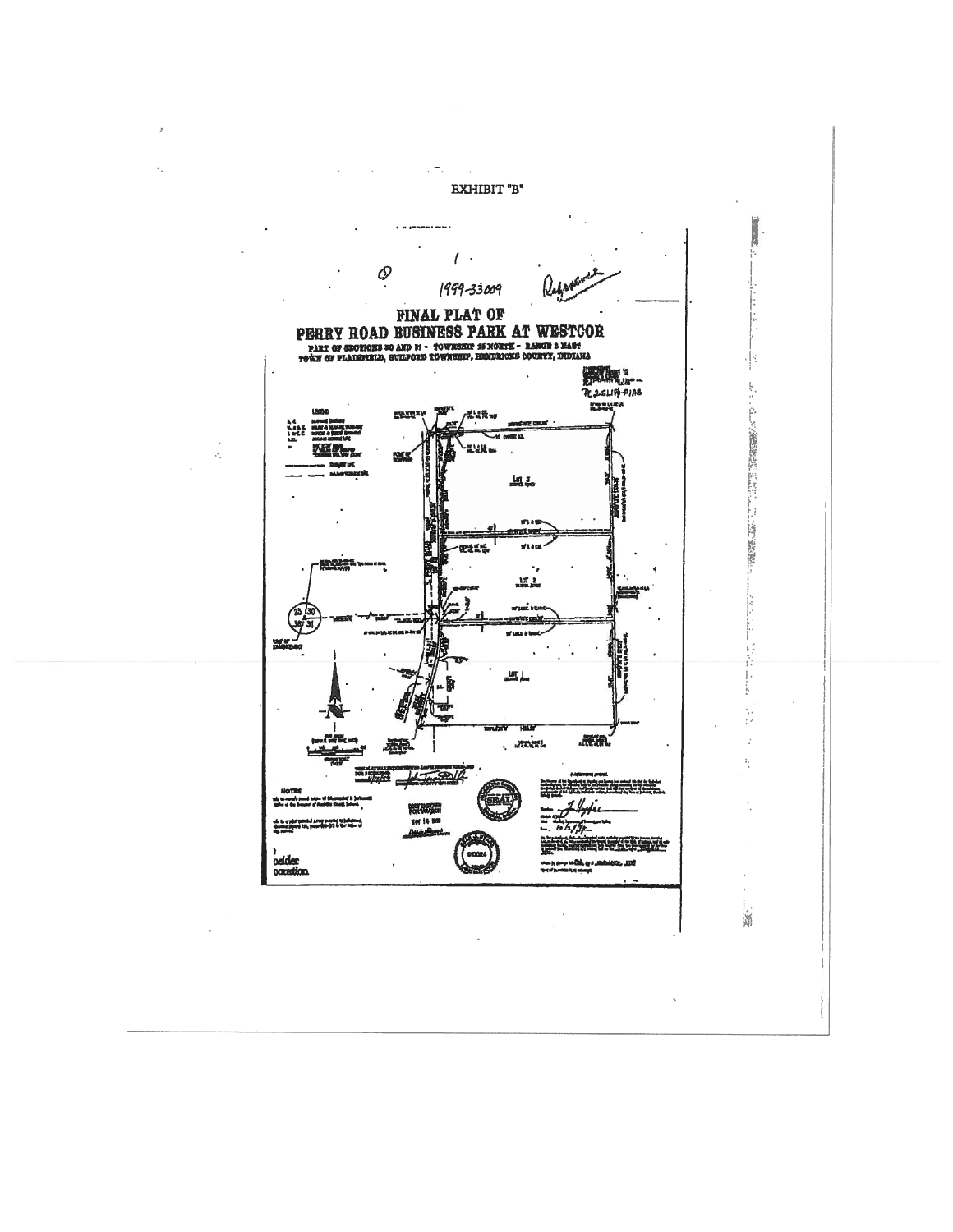EXHIBIT "B"

1999-33009

Reference

# FINAL PLAT OF PERRY ROAD BUSINESS PARK AT WESTCOR

PART OF SECTIONS 30 AND 31 - TOWNSHIP 15 NORTH - RANGE 2 EAST
TOWN OF PLAINFIELD, GUILFORD TOWNSHIP, HENDRICKS COUNTY, INDIANA

LOT 3

LOT 2

LOT 1

NOTES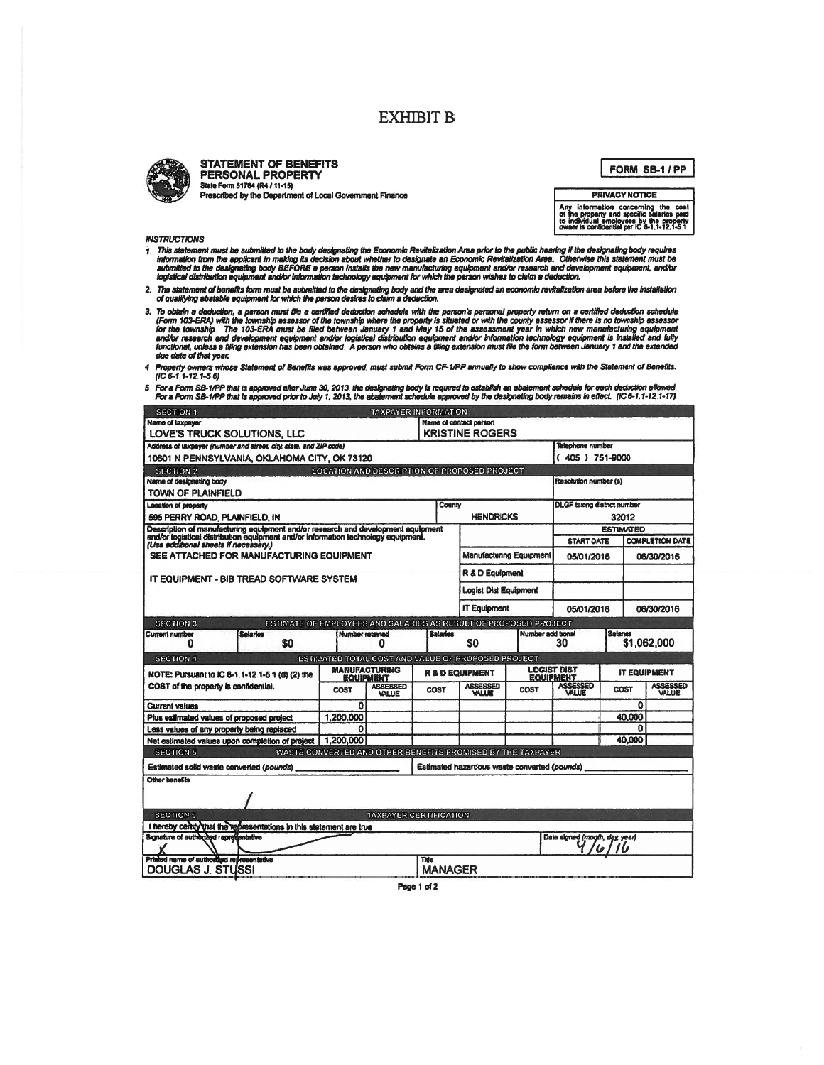# EXHIBIT B

**STATEMENT OF BENEFITS**
**PERSONAL PROPERTY**
State Form 51764 (R4 / 11-15)
Prescribed by the Department of Local Government Finance

**FORM SB-1 / PP**

**PRIVACY NOTICE**

Any information concerning the cost of the property and specific salaries paid to individual employees by the property owner is confidential per IC 6-1.1-12.1-5.1

***INSTRUCTIONS***

1. *This statement must be submitted to the body designating the Economic Revitalization Area prior to the public hearing if the designating body requires information from the applicant in making its decision about whether to designate an Economic Revitalization Area. Otherwise this statement must be submitted to the designating body BEFORE a person installs the new manufacturing equipment and/or research and development equipment, and/or logistical distribution equipment and/or information technology equipment for which the person wishes to claim a deduction.*
2. *The statement of benefits form must be submitted to the designating body and the area designated an economic revitalization area before the installation of qualifying abatable equipment for which the person desires to claim a deduction.*
3. *To obtain a deduction, a person must file a certified deduction schedule with the person's personal property return on a certified deduction schedule (Form 103-ERA) with the township assessor of the township where the property is situated or with the county assessor if there is no township assessor for the township. The 103-ERA must be filed between January 1 and May 15 of the assessment year in which new manufacturing equipment and/or research and development equipment and/or logistical distribution equipment and/or information technology equipment is installed and fully functional, unless a filing extension has been obtained. A person who obtains a filing extension must file the form between January 1 and the extended due date of that year.*
4. *Property owners whose Statement of Benefits was approved, must submit Form CF-1/PP annually to show compliance with the Statement of Benefits. (IC 6-1.1-12.1-5.6)*
5. *For a Form SB-1/PP that is approved after June 30, 2013, the designating body is required to establish an abatement schedule for each deduction allowed. For a Form SB-1/PP that is approved prior to July 1, 2013, the abatement schedule approved by the designating body remains in effect. (IC 6-1.1-12.1-17)*

**SECTION 1 — TAXPAYER INFORMATION**

| | | |
|---|---|---|
| Name of taxpayer: LOVE'S TRUCK SOLUTIONS, LLC | Name of contact person: KRISTINE ROGERS | |
| Address of taxpayer (number and street, city, state, and ZIP code): 10601 N PENNSYLVANIA, OKLAHOMA CITY, OK 73120 | | Telephone number: ( 405 ) 751-9000 |

**SECTION 2 — LOCATION AND DESCRIPTION OF PROPOSED PROJECT**

| | | |
|---|---|---|
| Name of designating body: TOWN OF PLAINFIELD | | Resolution number (s): |
| Location of property: 595 PERRY ROAD, PLAINFIELD, IN | County: HENDRICKS | DLGF taxing district number: 32012 |

Description of manufacturing equipment and/or research and development equipment and/or logistical distribution equipment and/or information technology equipment. (Use additional sheets if necessary.)

SEE ATTACHED FOR MANUFACTURING EQUIPMENT

IT EQUIPMENT - BIB TREAD SOFTWARE SYSTEM

| | ESTIMATED START DATE | ESTIMATED COMPLETION DATE |
|---|---|---|
| Manufacturing Equipment | 05/01/2016 | 06/30/2016 |
| R & D Equipment | | |
| Logist Dist Equipment | | |
| IT Equipment | 05/01/2016 | 06/30/2016 |

**SECTION 3 — ESTIMATE OF EMPLOYEES AND SALARIES AS RESULT OF PROPOSED PROJECT**

| Current number | Salaries | Number retained | Salaries | Number additional | Salaries |
|---|---|---|---|---|---|
| 0 | $0 | 0 | $0 | 30 | $1,062,000 |

**SECTION 4 — ESTIMATED TOTAL COST AND VALUE OF PROPOSED PROJECT**

| NOTE: Pursuant to IC 6-1.1-12.1-5.1 (d) (2) the COST of the property is confidential. | MANUFACTURING EQUIPMENT | | R & D EQUIPMENT | | LOGIST DIST EQUIPMENT | | IT EQUIPMENT | |
|---|---|---|---|---|---|---|---|---|
| | COST | ASSESSED VALUE | COST | ASSESSED VALUE | COST | ASSESSED VALUE | COST | ASSESSED VALUE |
| Current values | 0 | | | | | | 0 | |
| Plus estimated values of proposed project | 1,200,000 | | | | | | 40,000 | |
| Less values of any property being replaced | 0 | | | | | | 0 | |
| Net estimated values upon completion of project | 1,200,000 | | | | | | 40,000 | |

**SECTION 5 — WASTE CONVERTED AND OTHER BENEFITS PROMISED BY THE TAXPAYER**

Estimated solid waste converted (*pounds*) ______________ Estimated hazardous waste converted (*pounds*) ______________

Other benefits

**SECTION 6 — TAXPAYER CERTIFICATION**

I hereby certify that the representations in this statement are true

| | | |
|---|---|---|
| Signature of authorized representative: X | | Date signed (month, day, year): 4/6/16 |
| Printed name of authorized representative: DOUGLAS J. STUSSI | Title: MANAGER | |